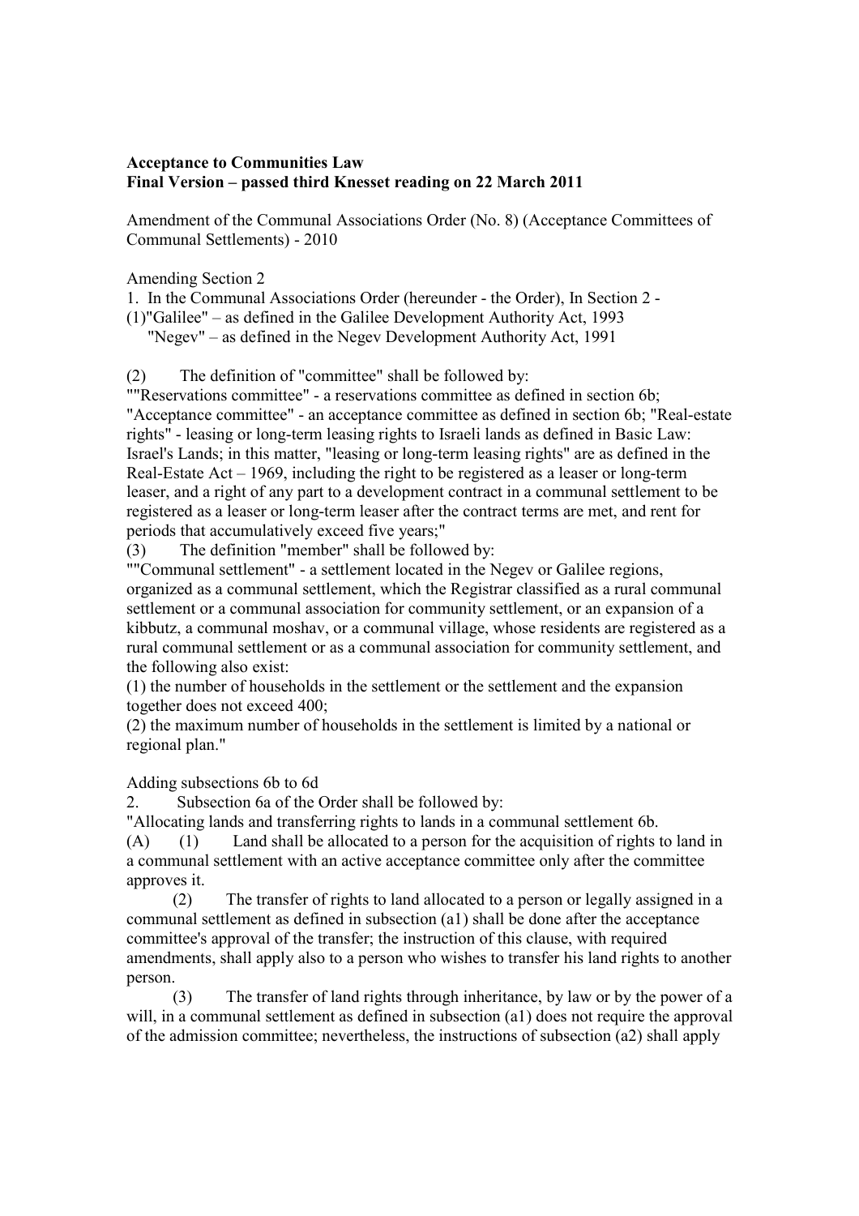**Acceptance to Communities Law**
**Final Version – passed third Knesset reading on 22 March 2011**

Amendment of the Communal Associations Order (No. 8) (Acceptance Committees of Communal Settlements) - 2010

Amending Section 2

1. In the Communal Associations Order (hereunder - the Order), In Section 2 -

(1)"Galilee" – as defined in the Galilee Development Authority Act, 1993
"Negev" – as defined in the Negev Development Authority Act, 1991

(2) The definition of "committee" shall be followed by:

""Reservations committee" - a reservations committee as defined in section 6b; "Acceptance committee" - an acceptance committee as defined in section 6b; "Real-estate rights" - leasing or long-term leasing rights to Israeli lands as defined in Basic Law: Israel's Lands; in this matter, "leasing or long-term leasing rights" are as defined in the Real-Estate Act – 1969, including the right to be registered as a leaser or long-term leaser, and a right of any part to a development contract in a communal settlement to be registered as a leaser or long-term leaser after the contract terms are met, and rent for periods that accumulatively exceed five years;"

(3) The definition "member" shall be followed by:

""Communal settlement" - a settlement located in the Negev or Galilee regions, organized as a communal settlement, which the Registrar classified as a rural communal settlement or a communal association for community settlement, or an expansion of a kibbutz, a communal moshav, or a communal village, whose residents are registered as a rural communal settlement or as a communal association for community settlement, and the following also exist:

(1) the number of households in the settlement or the settlement and the expansion together does not exceed 400;

(2) the maximum number of households in the settlement is limited by a national or regional plan."

Adding subsections 6b to 6d

2. Subsection 6a of the Order shall be followed by:

"Allocating lands and transferring rights to lands in a communal settlement 6b.

(A) (1) Land shall be allocated to a person for the acquisition of rights to land in a communal settlement with an active acceptance committee only after the committee approves it.

(2) The transfer of rights to land allocated to a person or legally assigned in a communal settlement as defined in subsection (a1) shall be done after the acceptance committee's approval of the transfer; the instruction of this clause, with required amendments, shall apply also to a person who wishes to transfer his land rights to another person.

(3) The transfer of land rights through inheritance, by law or by the power of a will, in a communal settlement as defined in subsection (a1) does not require the approval of the admission committee; nevertheless, the instructions of subsection (a2) shall apply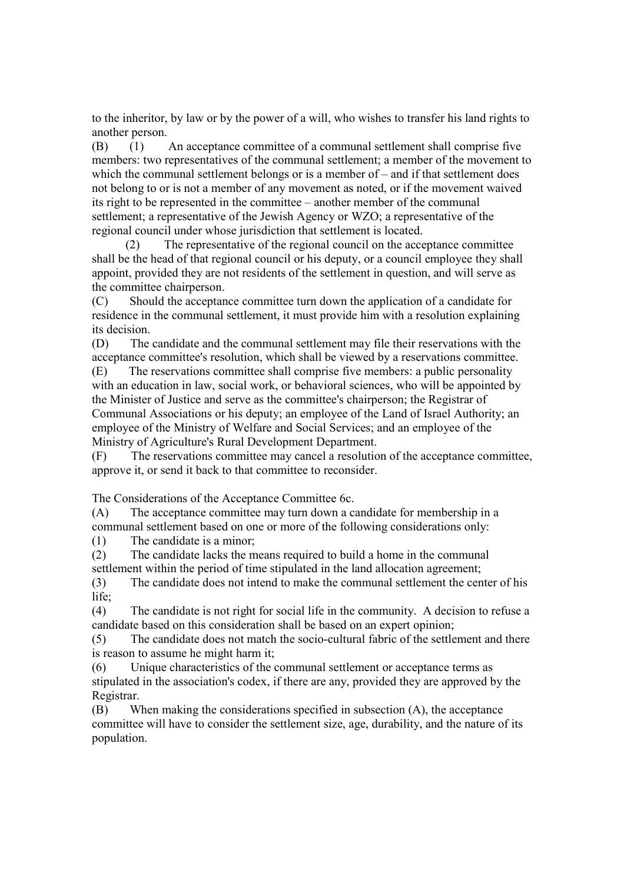to the inheritor, by law or by the power of a will, who wishes to transfer his land rights to another person.

(B) (1) An acceptance committee of a communal settlement shall comprise five members: two representatives of the communal settlement; a member of the movement to which the communal settlement belongs or is a member of – and if that settlement does not belong to or is not a member of any movement as noted, or if the movement waived its right to be represented in the committee – another member of the communal settlement; a representative of the Jewish Agency or WZO; a representative of the regional council under whose jurisdiction that settlement is located.

(2) The representative of the regional council on the acceptance committee shall be the head of that regional council or his deputy, or a council employee they shall appoint, provided they are not residents of the settlement in question, and will serve as the committee chairperson.

(C) Should the acceptance committee turn down the application of a candidate for residence in the communal settlement, it must provide him with a resolution explaining its decision.

(D) The candidate and the communal settlement may file their reservations with the acceptance committee's resolution, which shall be viewed by a reservations committee.

(E) The reservations committee shall comprise five members: a public personality with an education in law, social work, or behavioral sciences, who will be appointed by the Minister of Justice and serve as the committee's chairperson; the Registrar of Communal Associations or his deputy; an employee of the Land of Israel Authority; an employee of the Ministry of Welfare and Social Services; and an employee of the Ministry of Agriculture's Rural Development Department.

(F) The reservations committee may cancel a resolution of the acceptance committee, approve it, or send it back to that committee to reconsider.

The Considerations of the Acceptance Committee 6c.

(A) The acceptance committee may turn down a candidate for membership in a communal settlement based on one or more of the following considerations only:

(1) The candidate is a minor;

(2) The candidate lacks the means required to build a home in the communal settlement within the period of time stipulated in the land allocation agreement;

(3) The candidate does not intend to make the communal settlement the center of his life;

(4) The candidate is not right for social life in the community. A decision to refuse a candidate based on this consideration shall be based on an expert opinion;

(5) The candidate does not match the socio-cultural fabric of the settlement and there is reason to assume he might harm it;

(6) Unique characteristics of the communal settlement or acceptance terms as stipulated in the association's codex, if there are any, provided they are approved by the Registrar.

(B) When making the considerations specified in subsection (A), the acceptance committee will have to consider the settlement size, age, durability, and the nature of its population.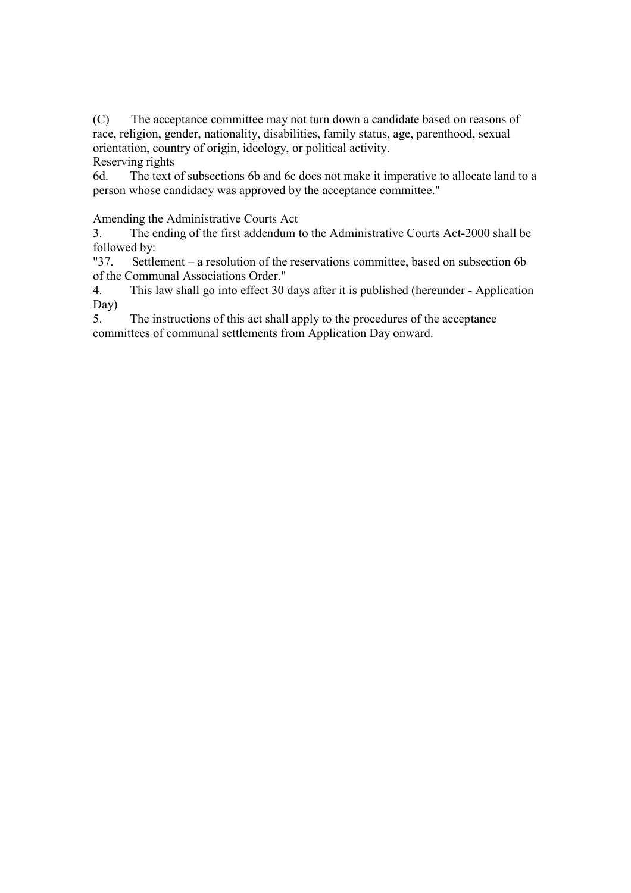(C) The acceptance committee may not turn down a candidate based on reasons of race, religion, gender, nationality, disabilities, family status, age, parenthood, sexual orientation, country of origin, ideology, or political activity.

Reserving rights

6d. The text of subsections 6b and 6c does not make it imperative to allocate land to a person whose candidacy was approved by the acceptance committee."

Amending the Administrative Courts Act

3. The ending of the first addendum to the Administrative Courts Act-2000 shall be followed by:

"37. Settlement – a resolution of the reservations committee, based on subsection 6b of the Communal Associations Order."

4. This law shall go into effect 30 days after it is published (hereunder - Application Day)

5. The instructions of this act shall apply to the procedures of the acceptance committees of communal settlements from Application Day onward.